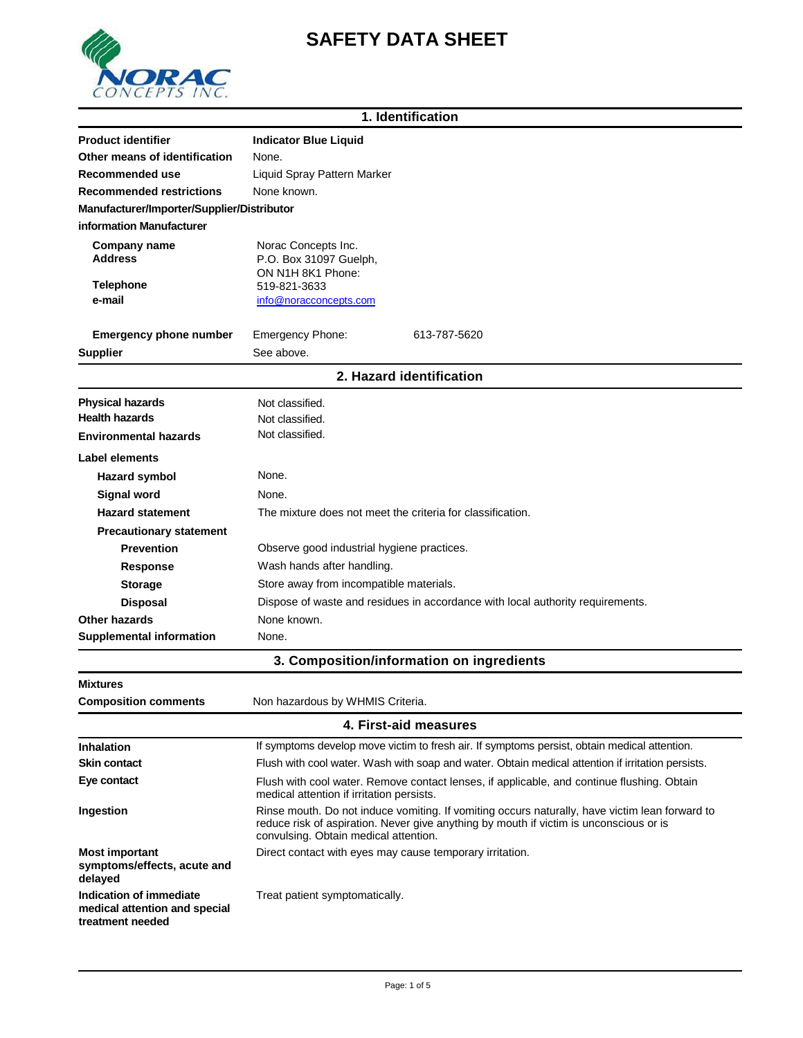# SAFETY DATA SHEET

## 1. Identification

| | |
|---|---|
| **Product identifier** | **Indicator Blue Liquid** |
| **Other means of identification** | None. |
| **Recommended use** | Liquid Spray Pattern Marker |
| **Recommended restrictions** | None known. |

**Manufacturer/Importer/Supplier/Distributor information Manufacturer**

| | |
|---|---|
| **Company name** | Norac Concepts Inc. |
| **Address** | P.O. Box 31097 Guelph, ON N1H 8K1 Phone: |
| **Telephone** | 519-821-3633 |
| **e-mail** | info@noracconcepts.com |
| **Emergency phone number** | Emergency Phone: 613-787-5620 |
| **Supplier** | See above. |

## 2. Hazard identification

| | |
|---|---|
| **Physical hazards** | Not classified. |
| **Health hazards** | Not classified. |
| **Environmental hazards** | Not classified. |

**Label elements**

| | |
|---|---|
| **Hazard symbol** | None. |
| **Signal word** | None. |
| **Hazard statement** | The mixture does not meet the criteria for classification. |

**Precautionary statement**

| | |
|---|---|
| **Prevention** | Observe good industrial hygiene practices. |
| **Response** | Wash hands after handling. |
| **Storage** | Store away from incompatible materials. |
| **Disposal** | Dispose of waste and residues in accordance with local authority requirements. |
| **Other hazards** | None known. |
| **Supplemental information** | None. |

## 3. Composition/information on ingredients

**Mixtures**

| | |
|---|---|
| **Composition comments** | Non hazardous by WHMIS Criteria. |

## 4. First-aid measures

| | |
|---|---|
| **Inhalation** | If symptoms develop move victim to fresh air. If symptoms persist, obtain medical attention. |
| **Skin contact** | Flush with cool water. Wash with soap and water. Obtain medical attention if irritation persists. |
| **Eye contact** | Flush with cool water. Remove contact lenses, if applicable, and continue flushing. Obtain medical attention if irritation persists. |
| **Ingestion** | Rinse mouth. Do not induce vomiting. If vomiting occurs naturally, have victim lean forward to reduce risk of aspiration. Never give anything by mouth if victim is unconscious or is convulsing. Obtain medical attention. |
| **Most important symptoms/effects, acute and delayed** | Direct contact with eyes may cause temporary irritation. |
| **Indication of immediate medical attention and special treatment needed** | Treat patient symptomatically. |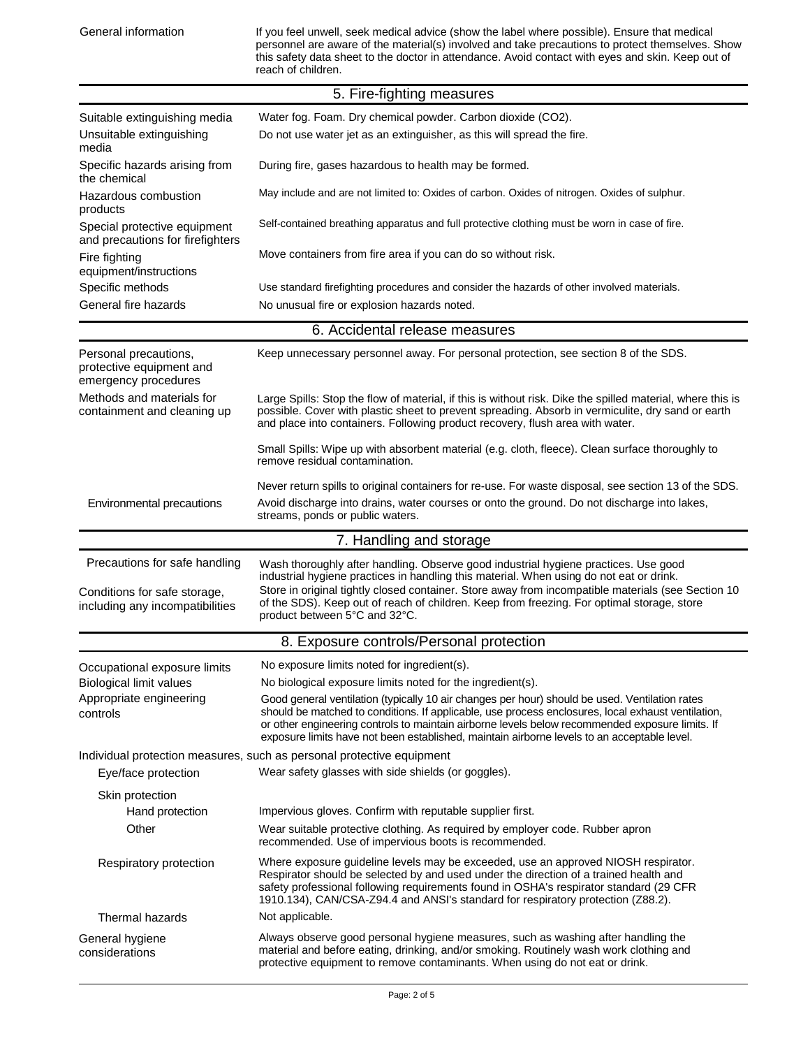| | |
|---|---|
| General information | If you feel unwell, seek medical advice (show the label where possible). Ensure that medical personnel are aware of the material(s) involved and take precautions to protect themselves. Show this safety data sheet to the doctor in attendance. Avoid contact with eyes and skin. Keep out of reach of children. |

## 5. Fire-fighting measures

| | |
|---|---|
| Suitable extinguishing media | Water fog. Foam. Dry chemical powder. Carbon dioxide ($CO_2$). |
| Unsuitable extinguishing media | Do not use water jet as an extinguisher, as this will spread the fire. |
| Specific hazards arising from the chemical | During fire, gases hazardous to health may be formed. |
| Hazardous combustion products | May include and are not limited to: Oxides of carbon. Oxides of nitrogen. Oxides of sulphur. |
| Special protective equipment and precautions for firefighters | Self-contained breathing apparatus and full protective clothing must be worn in case of fire. |
| Fire fighting equipment/instructions | Move containers from fire area if you can do so without risk. |
| Specific methods | Use standard firefighting procedures and consider the hazards of other involved materials. |
| General fire hazards | No unusual fire or explosion hazards noted. |

## 6. Accidental release measures

| | |
|---|---|
| Personal precautions, protective equipment and emergency procedures | Keep unnecessary personnel away. For personal protection, see section 8 of the SDS. |
| Methods and materials for containment and cleaning up | Large Spills: Stop the flow of material, if this is without risk. Dike the spilled material, where this is possible. Cover with plastic sheet to prevent spreading. Absorb in vermiculite, dry sand or earth and place into containers. Following product recovery, flush area with water.<br><br>Small Spills: Wipe up with absorbent material (e.g. cloth, fleece). Clean surface thoroughly to remove residual contamination.<br><br>Never return spills to original containers for re-use. For waste disposal, see section 13 of the SDS. |
| Environmental precautions | Avoid discharge into drains, water courses or onto the ground. Do not discharge into lakes, streams, ponds or public waters. |

## 7. Handling and storage

| | |
|---|---|
| Precautions for safe handling | Wash thoroughly after handling. Observe good industrial hygiene practices. Use good industrial hygiene practices in handling this material. When using do not eat or drink. |
| Conditions for safe storage, including any incompatibilities | Store in original tightly closed container. Store away from incompatible materials (see Section 10 of the SDS). Keep out of reach of children. Keep from freezing. For optimal storage, store product between 5°C and 32°C. |

## 8. Exposure controls/Personal protection

| | |
|---|---|
| Occupational exposure limits | No exposure limits noted for ingredient(s). |
| Biological limit values | No biological exposure limits noted for the ingredient(s). |
| Appropriate engineering controls | Good general ventilation (typically 10 air changes per hour) should be used. Ventilation rates should be matched to conditions. If applicable, use process enclosures, local exhaust ventilation, or other engineering controls to maintain airborne levels below recommended exposure limits. If exposure limits have not been established, maintain airborne levels to an acceptable level. |

Individual protection measures, such as personal protective equipment

| | |
|---|---|
| Eye/face protection | Wear safety glasses with side shields (or goggles). |
| Skin protection | |
| Hand protection | Impervious gloves. Confirm with reputable supplier first. |
| Other | Wear suitable protective clothing. As required by employer code. Rubber apron recommended. Use of impervious boots is recommended. |
| Respiratory protection | Where exposure guideline levels may be exceeded, use an approved NIOSH respirator. Respirator should be selected by and used under the direction of a trained health and safety professional following requirements found in OSHA's respirator standard (29 CFR 1910.134), CAN/CSA-Z94.4 and ANSI's standard for respiratory protection (Z88.2). |
| Thermal hazards | Not applicable. |
| General hygiene considerations | Always observe good personal hygiene measures, such as washing after handling the material and before eating, drinking, and/or smoking. Routinely wash work clothing and protective equipment to remove contaminants. When using do not eat or drink. |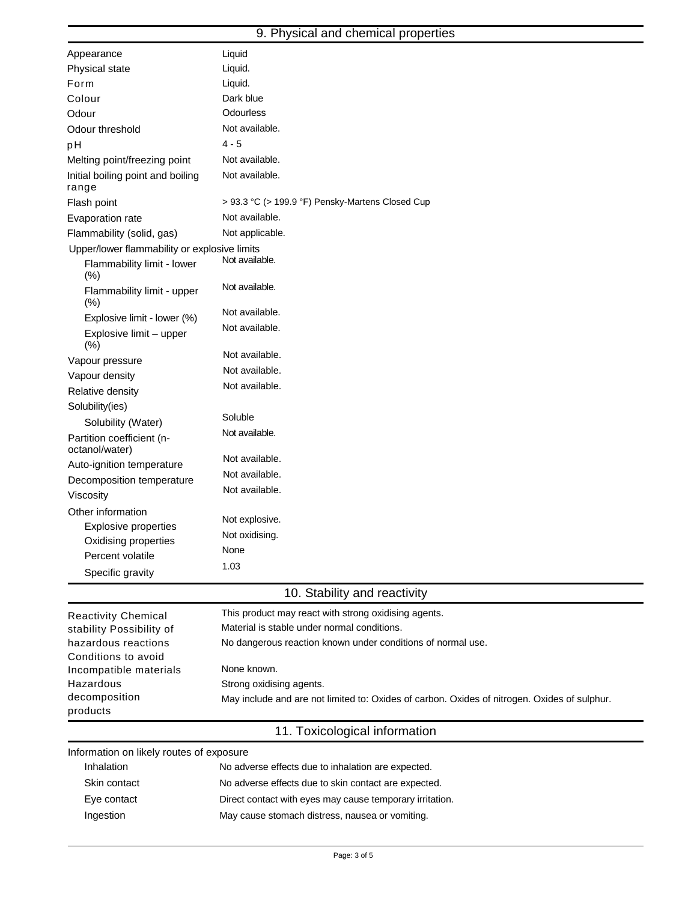## 9. Physical and chemical properties

| Property | Value |
| --- | --- |
| Appearance | Liquid |
| Physical state | Liquid. |
| Form | Liquid. |
| Colour | Dark blue |
| Odour | Odourless |
| Odour threshold | Not available. |
| pH | 4 - 5 |
| Melting point/freezing point | Not available. |
| Initial boiling point and boiling range | Not available. |
| Flash point | > 93.3 °C (> 199.9 °F) Pensky-Martens Closed Cup |
| Evaporation rate | Not available. |
| Flammability (solid, gas) | Not applicable. |
| Upper/lower flammability or explosive limits | |
| Flammability limit - lower (%) | Not available. |
| Flammability limit - upper (%) | Not available. |
| Explosive limit - lower (%) | Not available. |
| Explosive limit – upper (%) | Not available. |
| Vapour pressure | Not available. |
| Vapour density | Not available. |
| Relative density | Not available. |
| Solubility(ies) | |
| Solubility (Water) | Soluble |
| Partition coefficient (n-octanol/water) | Not available. |
| Auto-ignition temperature | Not available. |
| Decomposition temperature | Not available. |
| Viscosity | Not available. |
| Other information | |
| Explosive properties | Not explosive. |
| Oxidising properties | Not oxidising. |
| Percent volatile | None |
| Specific gravity | 1.03 |

## 10. Stability and reactivity

| | |
| --- | --- |
| Reactivity | This product may react with strong oxidising agents. |
| Chemical stability | Material is stable under normal conditions. |
| Possibility of hazardous reactions | No dangerous reaction known under conditions of normal use. |
| Conditions to avoid | None known. |
| Incompatible materials | Strong oxidising agents. |
| Hazardous decomposition products | May include and are not limited to: Oxides of carbon. Oxides of nitrogen. Oxides of sulphur. |

## 11. Toxicological information

**Information on likely routes of exposure**

| | |
| --- | --- |
| Inhalation | No adverse effects due to inhalation are expected. |
| Skin contact | No adverse effects due to skin contact are expected. |
| Eye contact | Direct contact with eyes may cause temporary irritation. |
| Ingestion | May cause stomach distress, nausea or vomiting. |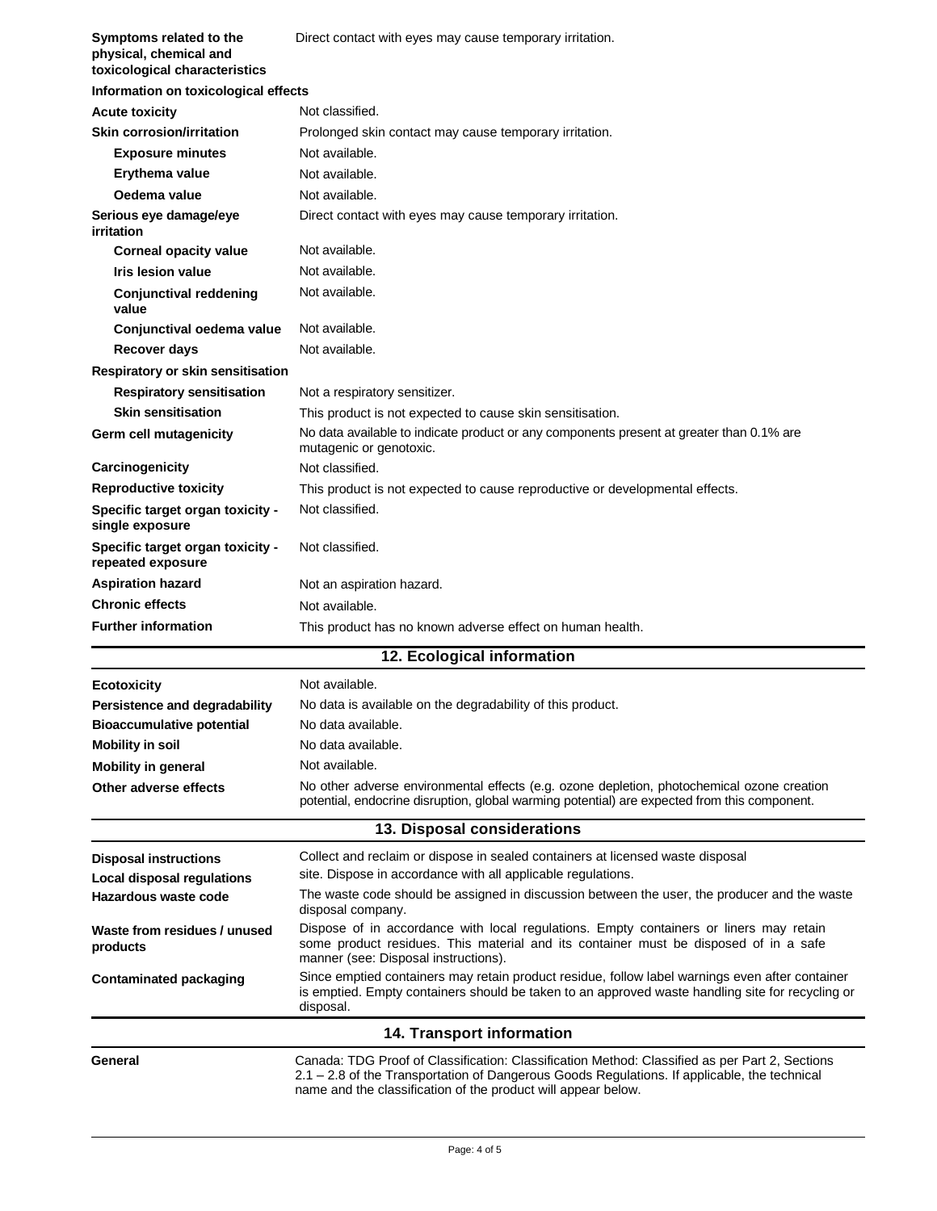| | |
|---|---|
| **Symptoms related to the physical, chemical and toxicological characteristics** | Direct contact with eyes may cause temporary irritation. |

**Information on toxicological effects**

| | |
|---|---|
| **Acute toxicity** | Not classified. |
| **Skin corrosion/irritation** | Prolonged skin contact may cause temporary irritation. |
| **Exposure minutes** | Not available. |
| **Erythema value** | Not available. |
| **Oedema value** | Not available. |
| **Serious eye damage/eye irritation** | Direct contact with eyes may cause temporary irritation. |
| **Corneal opacity value** | Not available. |
| **Iris lesion value** | Not available. |
| **Conjunctival reddening value** | Not available. |
| **Conjunctival oedema value** | Not available. |
| **Recover days** | Not available. |
| **Respiratory or skin sensitisation** | |
| **Respiratory sensitisation** | Not a respiratory sensitizer. |
| **Skin sensitisation** | This product is not expected to cause skin sensitisation. |
| **Germ cell mutagenicity** | No data available to indicate product or any components present at greater than 0.1% are mutagenic or genotoxic. |
| **Carcinogenicity** | Not classified. |
| **Reproductive toxicity** | This product is not expected to cause reproductive or developmental effects. |
| **Specific target organ toxicity - single exposure** | Not classified. |
| **Specific target organ toxicity - repeated exposure** | Not classified. |
| **Aspiration hazard** | Not an aspiration hazard. |
| **Chronic effects** | Not available. |
| **Further information** | This product has no known adverse effect on human health. |

## 12. Ecological information

| | |
|---|---|
| **Ecotoxicity** | Not available. |
| **Persistence and degradability** | No data is available on the degradability of this product. |
| **Bioaccumulative potential** | No data available. |
| **Mobility in soil** | No data available. |
| **Mobility in general** | Not available. |
| **Other adverse effects** | No other adverse environmental effects (e.g. ozone depletion, photochemical ozone creation potential, endocrine disruption, global warming potential) are expected from this component. |

## 13. Disposal considerations

| | |
|---|---|
| **Disposal instructions** | Collect and reclaim or dispose in sealed containers at licensed waste disposal |
| **Local disposal regulations** | site. Dispose in accordance with all applicable regulations. |
| **Hazardous waste code** | The waste code should be assigned in discussion between the user, the producer and the waste disposal company. |
| **Waste from residues / unused products** | Dispose of in accordance with local regulations. Empty containers or liners may retain some product residues. This material and its container must be disposed of in a safe manner (see: Disposal instructions). |
| **Contaminated packaging** | Since emptied containers may retain product residue, follow label warnings even after container is emptied. Empty containers should be taken to an approved waste handling site for recycling or disposal. |

## 14. Transport information

| | |
|---|---|
| **General** | Canada: TDG Proof of Classification: Classification Method: Classified as per Part 2, Sections 2.1 – 2.8 of the Transportation of Dangerous Goods Regulations. If applicable, the technical name and the classification of the product will appear below. |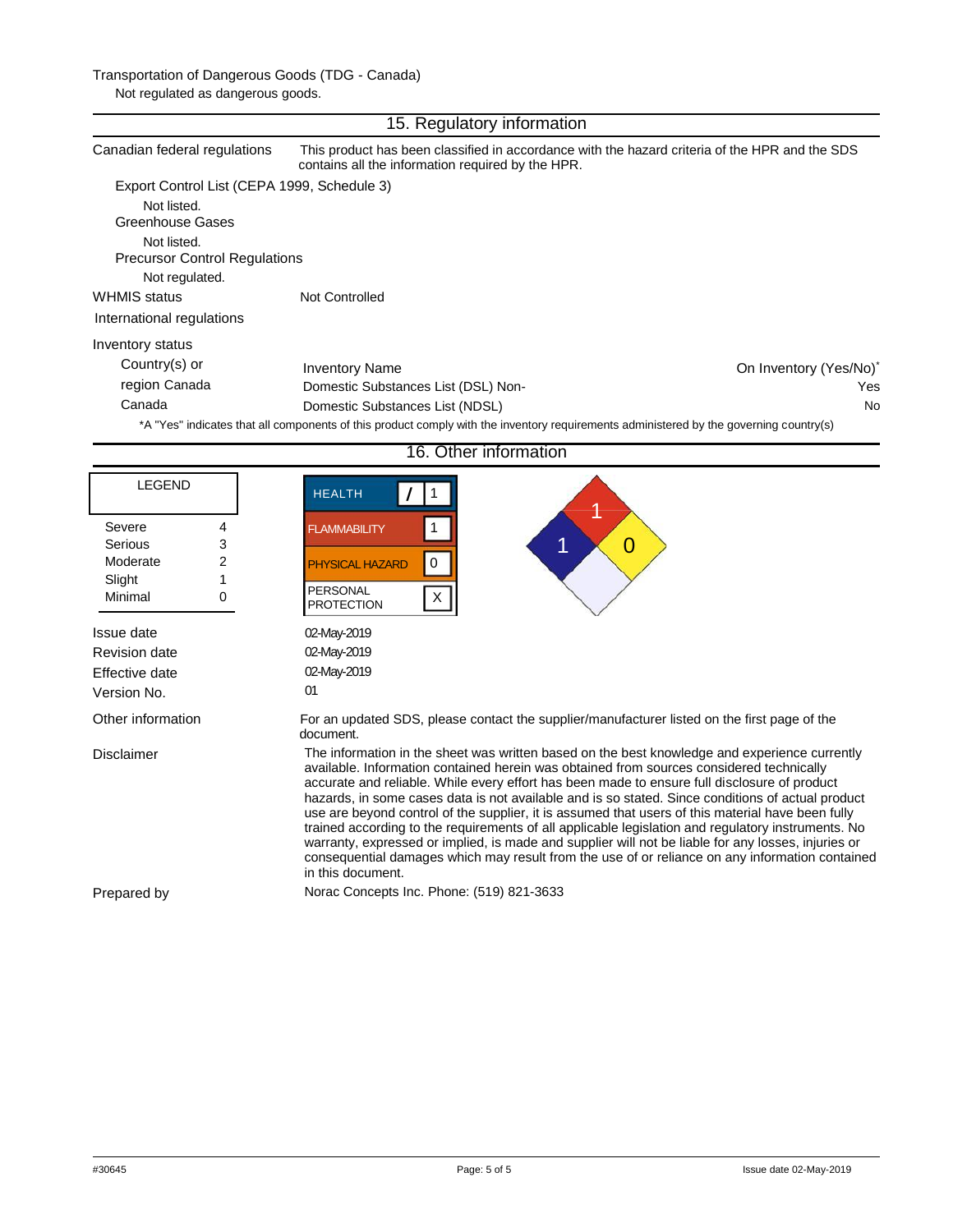Transportation of Dangerous Goods (TDG - Canada)

Not regulated as dangerous goods.

## 15. Regulatory information

**Canadian federal regulations** This product has been classified in accordance with the hazard criteria of the HPR and the SDS contains all the information required by the HPR.

Export Control List (CEPA 1999, Schedule 3)

Not listed.

Greenhouse Gases

Not listed.

Precursor Control Regulations

Not regulated.

**WHMIS status** Not Controlled

**International regulations**

**Inventory status**

| Country(s) or region | Inventory Name | On Inventory (Yes/No)* |
|---|---|---|
| Canada | Domestic Substances List (DSL) | Yes |
| Canada | Non-Domestic Substances List (NDSL) | No |

*A "Yes" indicates that all components of this product comply with the inventory requirements administered by the governing country(s)

## 16. Other information

| LEGEND | |
|---|---|
| Severe | 4 |
| Serious | 3 |
| Moderate | 2 |
| Slight | 1 |
| Minimal | 0 |

| | |
|---|---|
| HEALTH | / 1 |
| FLAMMABILITY | 1 |
| PHYSICAL HAZARD | 0 |
| PERSONAL PROTECTION | X |

1

1 0

**Issue date** 02-May-2019

**Revision date** 02-May-2019

**Effective date** 02-May-2019

**Version No.** 01

**Other information** For an updated SDS, please contact the supplier/manufacturer listed on the first page of the document.

**Disclaimer** The information in the sheet was written based on the best knowledge and experience currently available. Information contained herein was obtained from sources considered technically accurate and reliable. While every effort has been made to ensure full disclosure of product hazards, in some cases data is not available and is so stated. Since conditions of actual product use are beyond control of the supplier, it is assumed that users of this material have been fully trained according to the requirements of all applicable legislation and regulatory instruments. No warranty, expressed or implied, is made and supplier will not be liable for any losses, injuries or consequential damages which may result from the use of or reliance on any information contained in this document.

**Prepared by** Norac Concepts Inc. Phone: (519) 821-3633